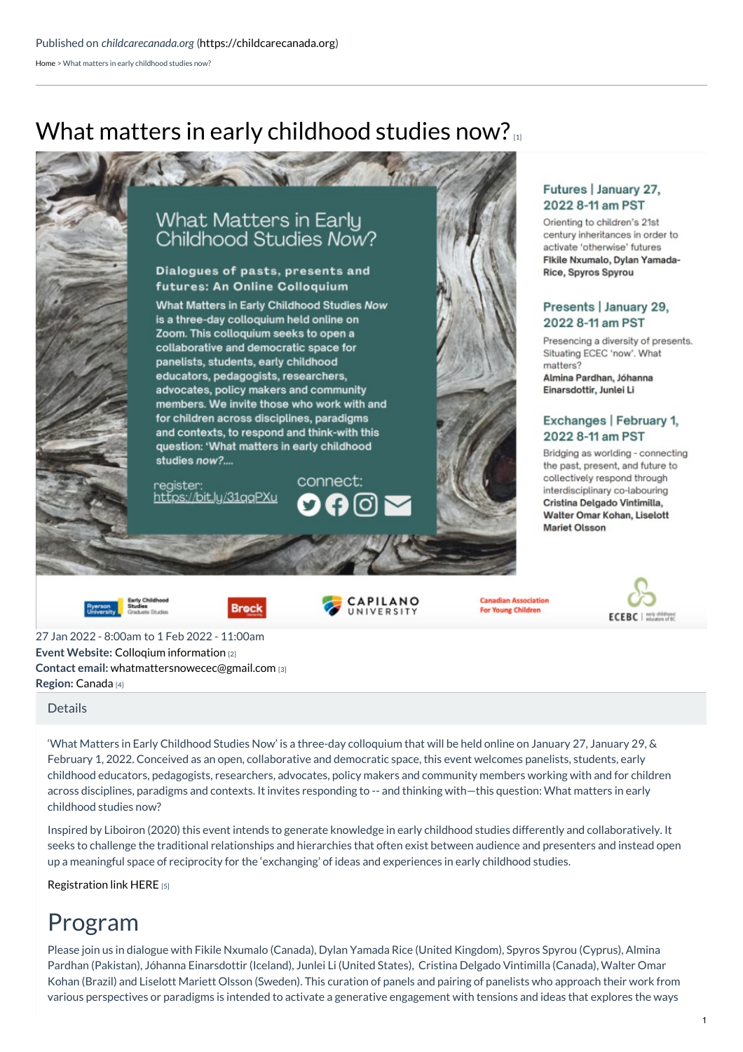Published on *childcarecanada.org* (https://childcarecanada.org)

Home > What matters in early childhood studies now?

# What matters in early childhood studies now? [1]

What Matters in Early Childhood Studies *Now*?

**Dialogues of pasts, presents and futures: An Online Colloquium**

What Matters in Early Childhood Studies *Now* is a three-day colloquium held online on Zoom. This colloquium seeks to open a collaborative and democratic space for panelists, students, early childhood educators, pedagogists, researchers, advocates, policy makers and community members. We invite those who work with and for children across disciplines, paradigms and contexts, to respond and think-with this question: 'What matters in early childhood studies *now*?....

register: https://bit.ly/31qgPXu

connect:

**Futures | January 27, 2022 8-11 am PST**

Orienting to children's 21st century inheritances in order to activate 'otherwise' futures

**Fikile Nxumalo, Dylan Yamada-Rice, Spyros Spyrou**

**Presents | January 29, 2022 8-11 am PST**

Presencing a diversity of presents. Situating ECEC 'now'. What matters?

**Almina Pardhan, Jóhanna Einarsdottir, Junlei Li**

**Exchanges | February 1, 2022 8-11 am PST**

Bridging as worlding - connecting the past, present, and future to collectively respond through interdisciplinary co-labouring

**Cristina Delgado Vintimilla, Walter Omar Kohan, Liselott Mariet Olsson**

Ryerson University Early Childhood Studies Graduate Studies | Brock University | Capilano University | Canadian Association For Young Children | ECEBC early childhood educators of BC

27 Jan 2022 - 8:00am to 1 Feb 2022 - 11:00am

**Event Website:** Colloqium information [2]

**Contact email:** whatmattersnowecec@gmail.com [3]

**Region:** Canada [4]

## Details

'What Matters in Early Childhood Studies Now' is a three-day colloquium that will be held online on January 27, January 29, & February 1, 2022. Conceived as an open, collaborative and democratic space, this event welcomes panelists, students, early childhood educators, pedagogists, researchers, advocates, policy makers and community members working with and for children across disciplines, paradigms and contexts. It invites responding to -- and thinking with—this question: What matters in early childhood studies now?

Inspired by Liboiron (2020) this event intends to generate knowledge in early childhood studies differently and collaboratively. It seeks to challenge the traditional relationships and hierarchies that often exist between audience and presenters and instead open up a meaningful space of reciprocity for the 'exchanging' of ideas and experiences in early childhood studies.

Registration link HERE [5]

# Program

Please join us in dialogue with Fikile Nxumalo (Canada), Dylan Yamada Rice (United Kingdom), Spyros Spyrou (Cyprus), Almina Pardhan (Pakistan), Jóhanna Einarsdottir (Iceland), Junlei Li (United States), Cristina Delgado Vintimilla (Canada), Walter Omar Kohan (Brazil) and Liselott Mariett Olsson (Sweden). This curation of panels and pairing of panelists who approach their work from various perspectives or paradigms is intended to activate a generative engagement with tensions and ideas that explores the ways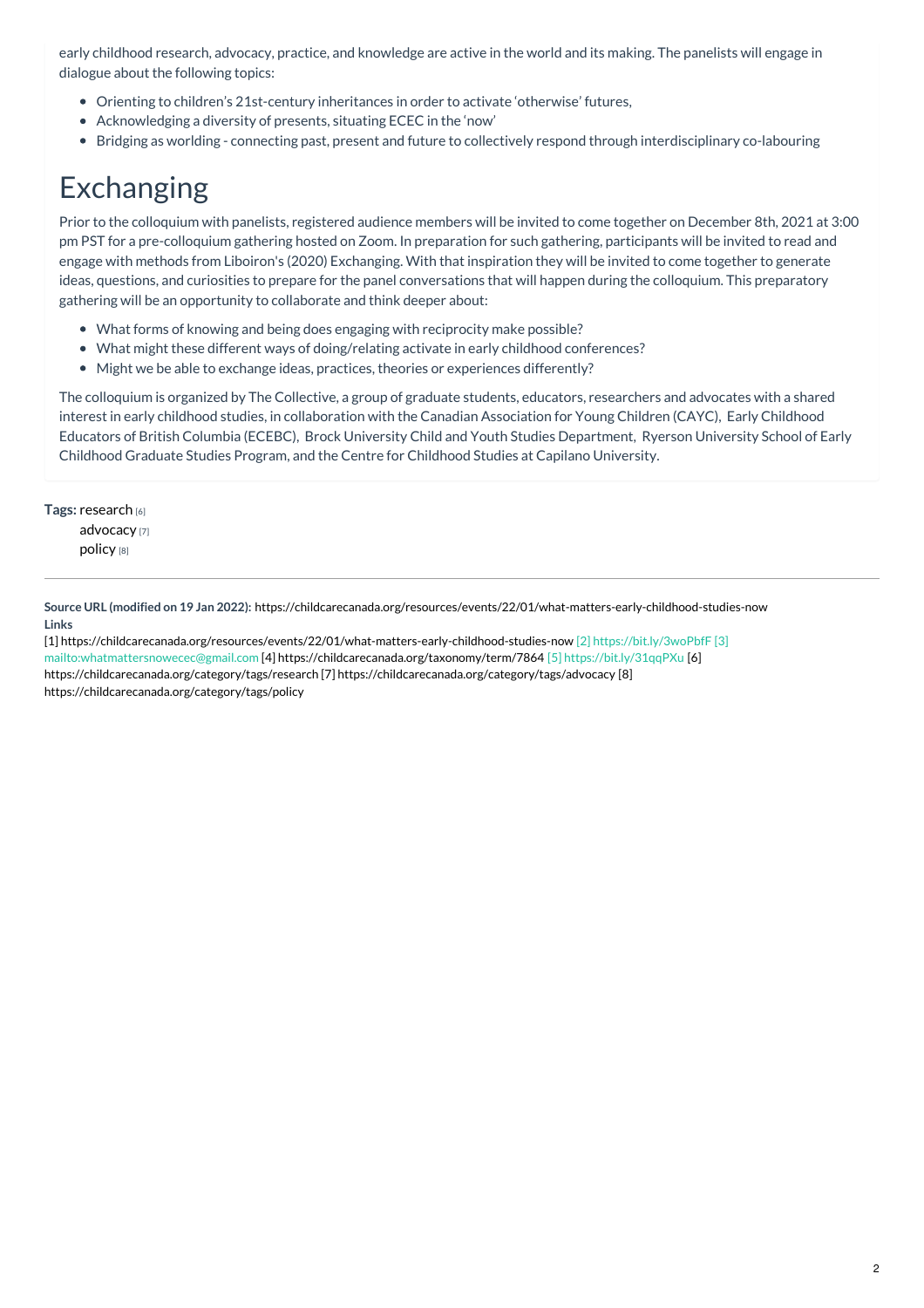early childhood research, advocacy, practice, and knowledge are active in the world and its making. The panelists will engage in dialogue about the following topics:

- Orienting to children's 21st-century inheritances in order to activate 'otherwise' futures,
- Acknowledging a diversity of presents, situating ECEC in the 'now'
- Bridging as worlding - connecting past, present and future to collectively respond through interdisciplinary co-labouring

# Exchanging

Prior to the colloquium with panelists, registered audience members will be invited to come together on December 8th, 2021 at 3:00 pm PST for a pre-colloquium gathering hosted on Zoom. In preparation for such gathering, participants will be invited to read and engage with methods from Liboiron's (2020) Exchanging. With that inspiration they will be invited to come together to generate ideas, questions, and curiosities to prepare for the panel conversations that will happen during the colloquium. This preparatory gathering will be an opportunity to collaborate and think deeper about:

- What forms of knowing and being does engaging with reciprocity make possible?
- What might these different ways of doing/relating activate in early childhood conferences?
- Might we be able to exchange ideas, practices, theories or experiences differently?

The colloquium is organized by The Collective, a group of graduate students, educators, researchers and advocates with a shared interest in early childhood studies, in collaboration with the Canadian Association for Young Children (CAYC), Early Childhood Educators of British Columbia (ECEBC), Brock University Child and Youth Studies Department, Ryerson University School of Early Childhood Graduate Studies Program, and the Centre for Childhood Studies at Capilano University.

**Tags:** research [6]
advocacy [7]
policy [8]

---

**Source URL (modified on 19 Jan 2022):** https://childcarecanada.org/resources/events/22/01/what-matters-early-childhood-studies-now

**Links**

[1] https://childcarecanada.org/resources/events/22/01/what-matters-early-childhood-studies-now [2] https://bit.ly/3woPbfF [3] mailto:whatmattersnowecec@gmail.com [4] https://childcarecanada.org/taxonomy/term/7864 [5] https://bit.ly/31qqPXu [6] https://childcarecanada.org/category/tags/research [7] https://childcarecanada.org/category/tags/advocacy [8] https://childcarecanada.org/category/tags/policy